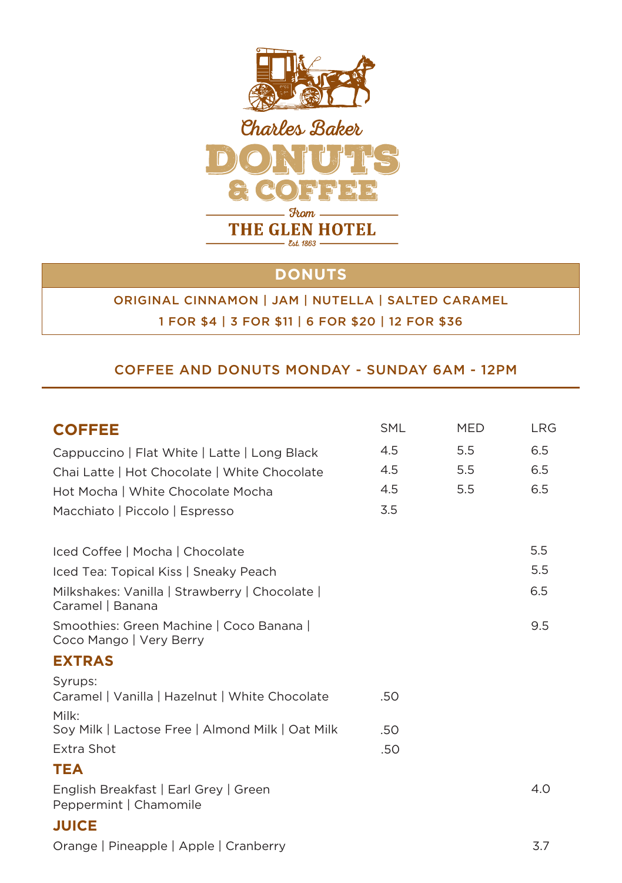Charles Baker

# DONUTS & COFFEE

From

THE GLEN HOTEL

Est. 1863

## DONUTS

ORIGINAL CINNAMON | JAM | NUTELLA | SALTED CARAMEL

1 FOR $4 | 3 FOR $11 | 6 FOR $20 | 12 FOR $36

COFFEE AND DONUTS MONDAY - SUNDAY 6AM - 12PM

| COFFEE | SML | MED | LRG |
|---|---|---|---|
| Cappuccino \| Flat White \| Latte \| Long Black | 4.5 | 5.5 | 6.5 |
| Chai Latte \| Hot Chocolate \| White Chocolate | 4.5 | 5.5 | 6.5 |
| Hot Mocha \| White Chocolate Mocha | 4.5 | 5.5 | 6.5 |
| Macchiato \| Piccolo \| Espresso | 3.5 | | |
| Iced Coffee \| Mocha \| Chocolate | | | 5.5 |
| Iced Tea: Topical Kiss \| Sneaky Peach | | | 5.5 |
| Milkshakes: Vanilla \| Strawberry \| Chocolate \| Caramel \| Banana | | | 6.5 |
| Smoothies: Green Machine \| Coco Banana \| Coco Mango \| Very Berry | | | 9.5 |

## EXTRAS

| | |
|---|---|
| Syrups: Caramel \| Vanilla \| Hazelnut \| White Chocolate | .50 |
| Milk: Soy Milk \| Lactose Free \| Almond Milk \| Oat Milk | .50 |
| Extra Shot | .50 |

## TEA

| | |
|---|---|
| English Breakfast \| Earl Grey \| Green Peppermint \| Chamomile | 4.0 |

## JUICE

| | |
|---|---|
| Orange \| Pineapple \| Apple \| Cranberry | 3.7 |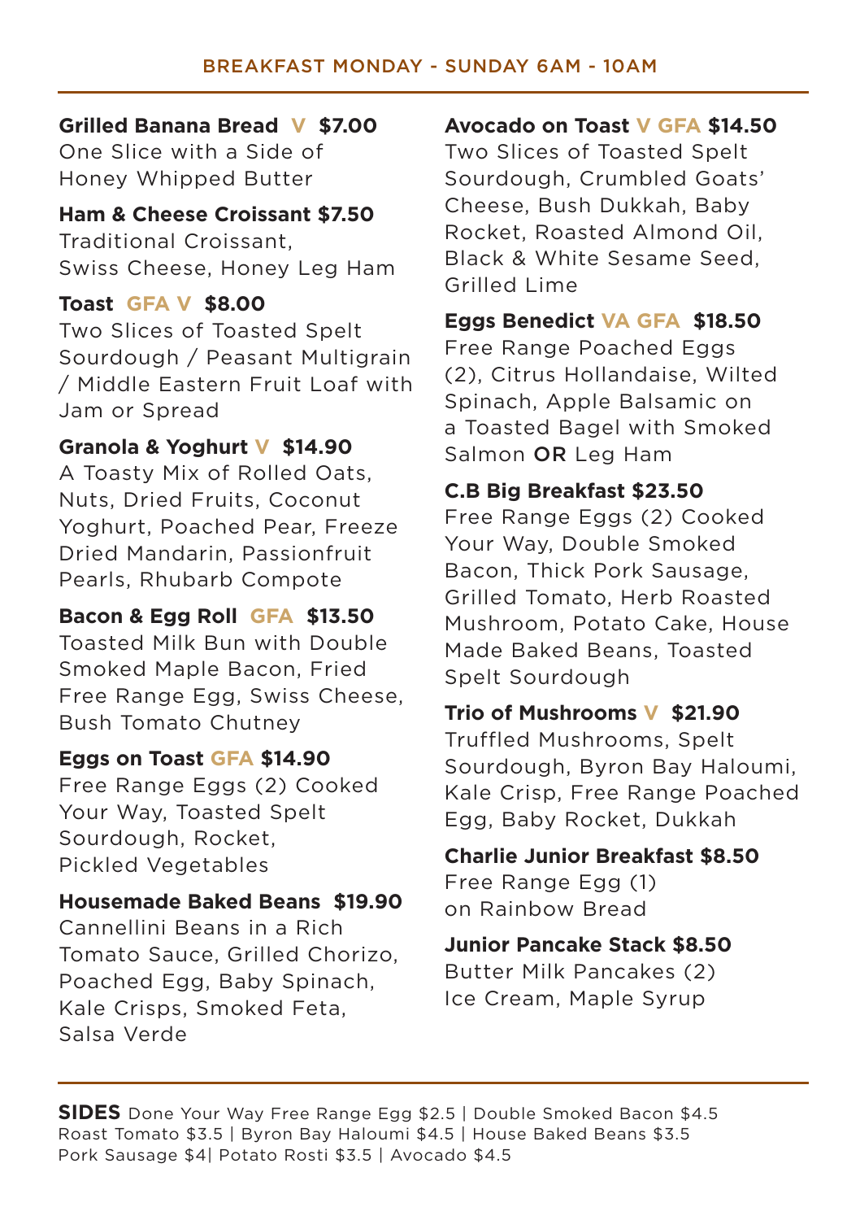## BREAKFAST MONDAY - SUNDAY 6AM - 10AM

**Grilled Banana Bread** V **$7.00**
One Slice with a Side of Honey Whipped Butter

**Ham & Cheese Croissant $7.50**
Traditional Croissant, Swiss Cheese, Honey Leg Ham

**Toast** GFA V **$8.00**
Two Slices of Toasted Spelt Sourdough / Peasant Multigrain / Middle Eastern Fruit Loaf with Jam or Spread

**Granola & Yoghurt** V **$14.90**
A Toasty Mix of Rolled Oats, Nuts, Dried Fruits, Coconut Yoghurt, Poached Pear, Freeze Dried Mandarin, Passionfruit Pearls, Rhubarb Compote

**Bacon & Egg Roll** GFA **$13.50**
Toasted Milk Bun with Double Smoked Maple Bacon, Fried Free Range Egg, Swiss Cheese, Bush Tomato Chutney

**Eggs on Toast** GFA **$14.90**
Free Range Eggs (2) Cooked Your Way, Toasted Spelt Sourdough, Rocket, Pickled Vegetables

**Housemade Baked Beans $19.90**
Cannellini Beans in a Rich Tomato Sauce, Grilled Chorizo, Poached Egg, Baby Spinach, Kale Crisps, Smoked Feta, Salsa Verde

**Avocado on Toast** V GFA **$14.50**
Two Slices of Toasted Spelt Sourdough, Crumbled Goats' Cheese, Bush Dukkah, Baby Rocket, Roasted Almond Oil, Black & White Sesame Seed, Grilled Lime

**Eggs Benedict** VA GFA **$18.50**
Free Range Poached Eggs (2), Citrus Hollandaise, Wilted Spinach, Apple Balsamic on a Toasted Bagel with Smoked Salmon **OR** Leg Ham

**C.B Big Breakfast $23.50**
Free Range Eggs (2) Cooked Your Way, Double Smoked Bacon, Thick Pork Sausage, Grilled Tomato, Herb Roasted Mushroom, Potato Cake, House Made Baked Beans, Toasted Spelt Sourdough

**Trio of Mushrooms** V **$21.90**
Truffled Mushrooms, Spelt Sourdough, Byron Bay Haloumi, Kale Crisp, Free Range Poached Egg, Baby Rocket, Dukkah

**Charlie Junior Breakfast $8.50**
Free Range Egg (1) on Rainbow Bread

**Junior Pancake Stack $8.50**
Butter Milk Pancakes (2) Ice Cream, Maple Syrup

**SIDES** Done Your Way Free Range Egg $2.5 | Double Smoked Bacon $4.5
Roast Tomato $3.5 | Byron Bay Haloumi $4.5 | House Baked Beans $3.5
Pork Sausage $4| Potato Rosti $3.5 | Avocado $4.5